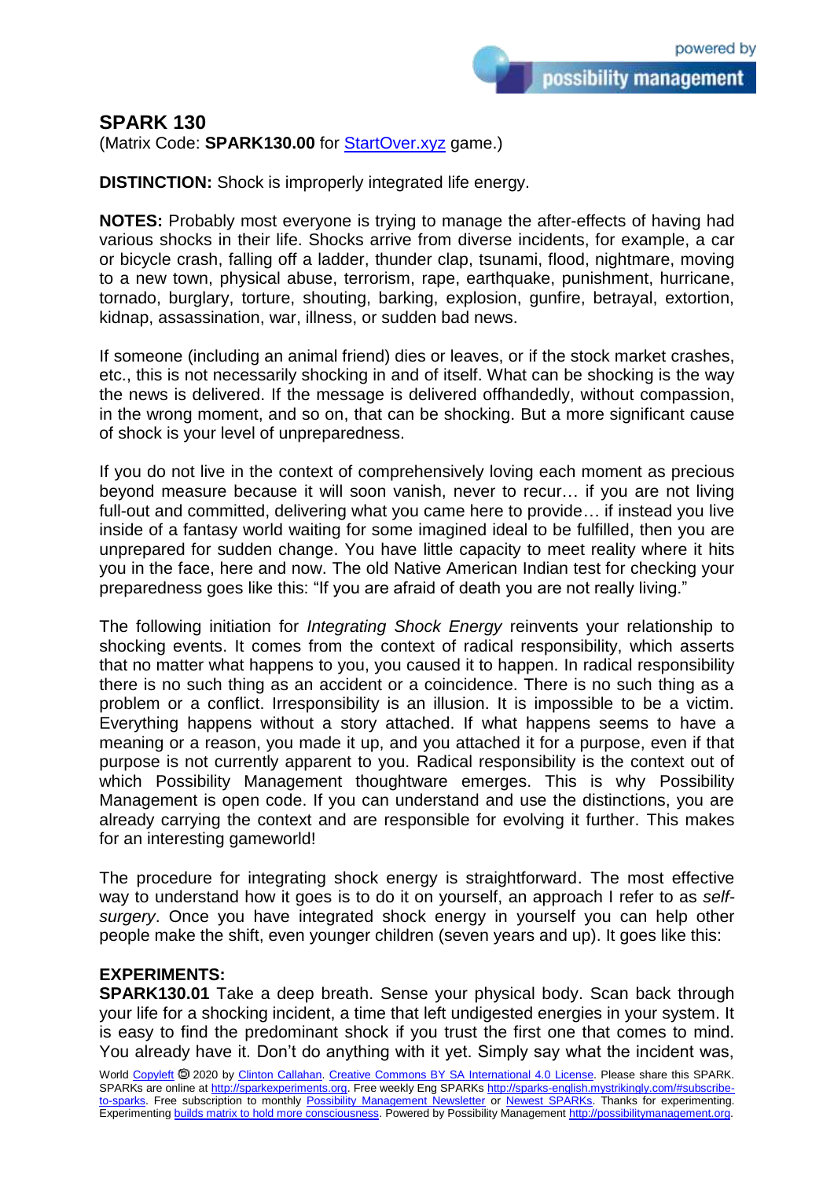# SPARK 130

(Matrix Code: **SPARK130.00** for StartOver.xyz game.)

**DISTINCTION:** Shock is improperly integrated life energy.

**NOTES:** Probably most everyone is trying to manage the after-effects of having had various shocks in their life. Shocks arrive from diverse incidents, for example, a car or bicycle crash, falling off a ladder, thunder clap, tsunami, flood, nightmare, moving to a new town, physical abuse, terrorism, rape, earthquake, punishment, hurricane, tornado, burglary, torture, shouting, barking, explosion, gunfire, betrayal, extortion, kidnap, assassination, war, illness, or sudden bad news.

If someone (including an animal friend) dies or leaves, or if the stock market crashes, etc., this is not necessarily shocking in and of itself. What can be shocking is the way the news is delivered. If the message is delivered offhandedly, without compassion, in the wrong moment, and so on, that can be shocking. But a more significant cause of shock is your level of unpreparedness.

If you do not live in the context of comprehensively loving each moment as precious beyond measure because it will soon vanish, never to recur… if you are not living full-out and committed, delivering what you came here to provide… if instead you live inside of a fantasy world waiting for some imagined ideal to be fulfilled, then you are unprepared for sudden change. You have little capacity to meet reality where it hits you in the face, here and now. The old Native American Indian test for checking your preparedness goes like this: "If you are afraid of death you are not really living."

The following initiation for *Integrating Shock Energy* reinvents your relationship to shocking events. It comes from the context of radical responsibility, which asserts that no matter what happens to you, you caused it to happen. In radical responsibility there is no such thing as an accident or a coincidence. There is no such thing as a problem or a conflict. Irresponsibility is an illusion. It is impossible to be a victim. Everything happens without a story attached. If what happens seems to have a meaning or a reason, you made it up, and you attached it for a purpose, even if that purpose is not currently apparent to you. Radical responsibility is the context out of which Possibility Management thoughtware emerges. This is why Possibility Management is open code. If you can understand and use the distinctions, you are already carrying the context and are responsible for evolving it further. This makes for an interesting gameworld!

The procedure for integrating shock energy is straightforward. The most effective way to understand how it goes is to do it on yourself, an approach I refer to as *self-surgery*. Once you have integrated shock energy in yourself you can help other people make the shift, even younger children (seven years and up). It goes like this:

**EXPERIMENTS:**

**SPARK130.01** Take a deep breath. Sense your physical body. Scan back through your life for a shocking incident, a time that left undigested energies in your system. It is easy to find the predominant shock if you trust the first one that comes to mind. You already have it. Don't do anything with it yet. Simply say what the incident was,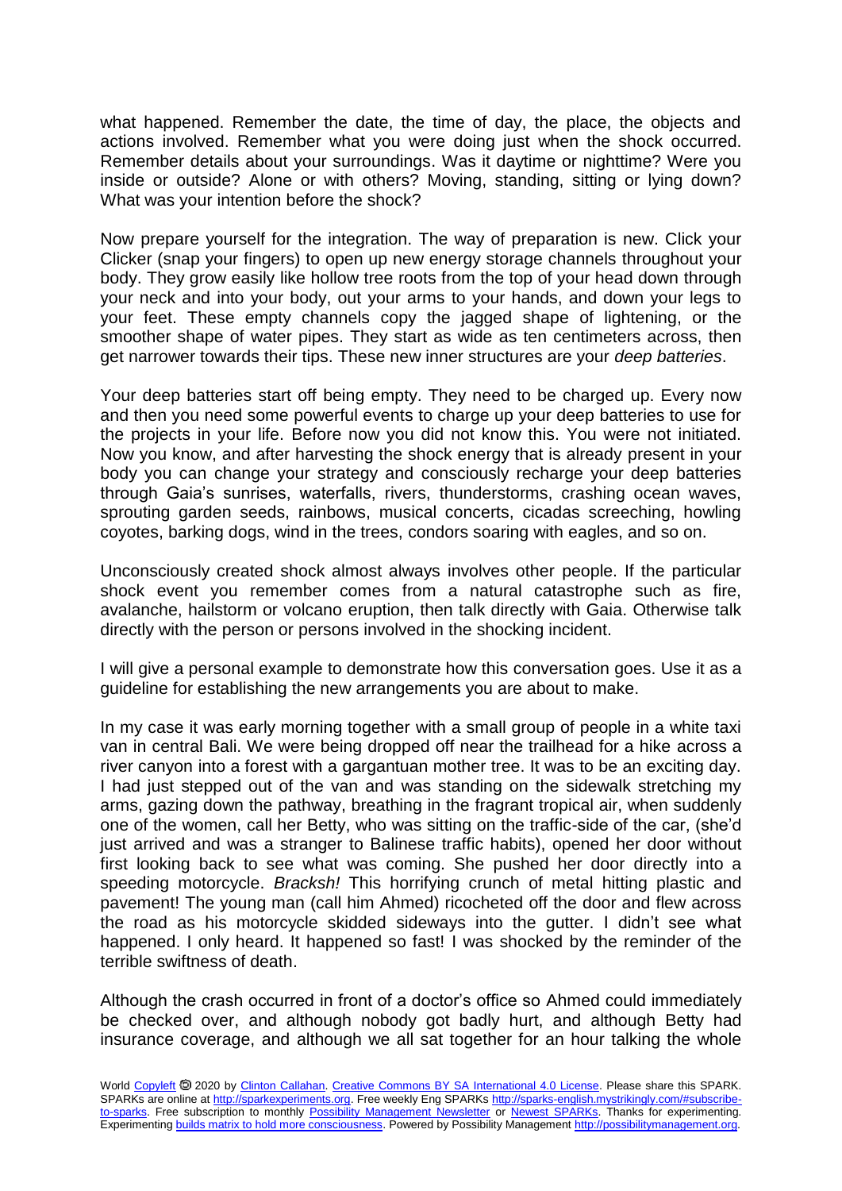what happened. Remember the date, the time of day, the place, the objects and actions involved. Remember what you were doing just when the shock occurred. Remember details about your surroundings. Was it daytime or nighttime? Were you inside or outside? Alone or with others? Moving, standing, sitting or lying down? What was your intention before the shock?

Now prepare yourself for the integration. The way of preparation is new. Click your Clicker (snap your fingers) to open up new energy storage channels throughout your body. They grow easily like hollow tree roots from the top of your head down through your neck and into your body, out your arms to your hands, and down your legs to your feet. These empty channels copy the jagged shape of lightening, or the smoother shape of water pipes. They start as wide as ten centimeters across, then get narrower towards their tips. These new inner structures are your *deep batteries*.

Your deep batteries start off being empty. They need to be charged up. Every now and then you need some powerful events to charge up your deep batteries to use for the projects in your life. Before now you did not know this. You were not initiated. Now you know, and after harvesting the shock energy that is already present in your body you can change your strategy and consciously recharge your deep batteries through Gaia's sunrises, waterfalls, rivers, thunderstorms, crashing ocean waves, sprouting garden seeds, rainbows, musical concerts, cicadas screeching, howling coyotes, barking dogs, wind in the trees, condors soaring with eagles, and so on.

Unconsciously created shock almost always involves other people. If the particular shock event you remember comes from a natural catastrophe such as fire, avalanche, hailstorm or volcano eruption, then talk directly with Gaia. Otherwise talk directly with the person or persons involved in the shocking incident.

I will give a personal example to demonstrate how this conversation goes. Use it as a guideline for establishing the new arrangements you are about to make.

In my case it was early morning together with a small group of people in a white taxi van in central Bali. We were being dropped off near the trailhead for a hike across a river canyon into a forest with a gargantuan mother tree. It was to be an exciting day. I had just stepped out of the van and was standing on the sidewalk stretching my arms, gazing down the pathway, breathing in the fragrant tropical air, when suddenly one of the women, call her Betty, who was sitting on the traffic-side of the car, (she'd just arrived and was a stranger to Balinese traffic habits), opened her door without first looking back to see what was coming. She pushed her door directly into a speeding motorcycle. *Bracksh!* This horrifying crunch of metal hitting plastic and pavement! The young man (call him Ahmed) ricocheted off the door and flew across the road as his motorcycle skidded sideways into the gutter. I didn't see what happened. I only heard. It happened so fast! I was shocked by the reminder of the terrible swiftness of death.

Although the crash occurred in front of a doctor's office so Ahmed could immediately be checked over, and although nobody got badly hurt, and although Betty had insurance coverage, and although we all sat together for an hour talking the whole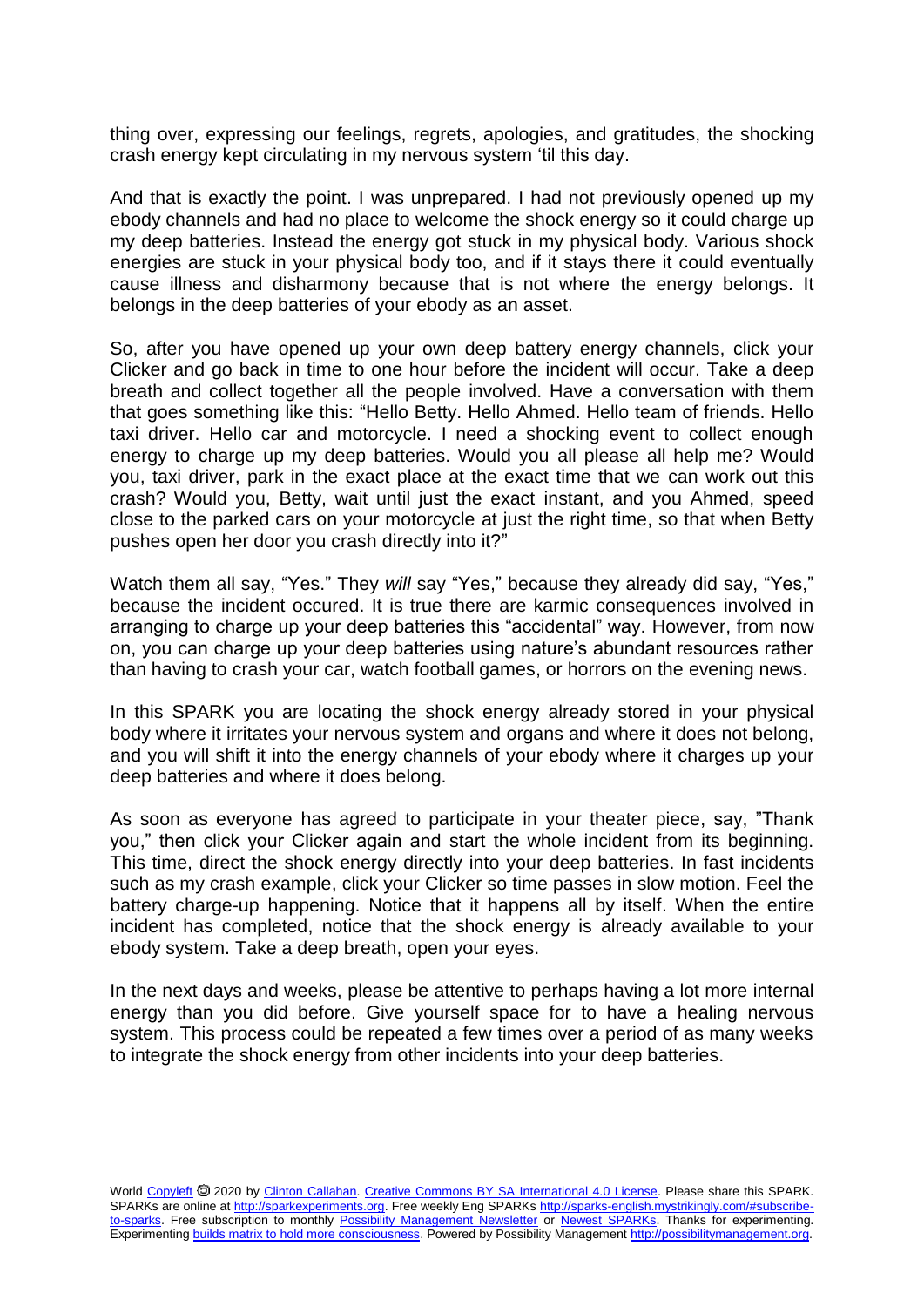thing over, expressing our feelings, regrets, apologies, and gratitudes, the shocking crash energy kept circulating in my nervous system 'til this day.

And that is exactly the point. I was unprepared. I had not previously opened up my ebody channels and had no place to welcome the shock energy so it could charge up my deep batteries. Instead the energy got stuck in my physical body. Various shock energies are stuck in your physical body too, and if it stays there it could eventually cause illness and disharmony because that is not where the energy belongs. It belongs in the deep batteries of your ebody as an asset.

So, after you have opened up your own deep battery energy channels, click your Clicker and go back in time to one hour before the incident will occur. Take a deep breath and collect together all the people involved. Have a conversation with them that goes something like this: "Hello Betty. Hello Ahmed. Hello team of friends. Hello taxi driver. Hello car and motorcycle. I need a shocking event to collect enough energy to charge up my deep batteries. Would you all please all help me? Would you, taxi driver, park in the exact place at the exact time that we can work out this crash? Would you, Betty, wait until just the exact instant, and you Ahmed, speed close to the parked cars on your motorcycle at just the right time, so that when Betty pushes open her door you crash directly into it?"

Watch them all say, "Yes." They *will* say "Yes," because they already did say, "Yes," because the incident occured. It is true there are karmic consequences involved in arranging to charge up your deep batteries this "accidental" way. However, from now on, you can charge up your deep batteries using nature's abundant resources rather than having to crash your car, watch football games, or horrors on the evening news.

In this SPARK you are locating the shock energy already stored in your physical body where it irritates your nervous system and organs and where it does not belong, and you will shift it into the energy channels of your ebody where it charges up your deep batteries and where it does belong.

As soon as everyone has agreed to participate in your theater piece, say, "Thank you," then click your Clicker again and start the whole incident from its beginning. This time, direct the shock energy directly into your deep batteries. In fast incidents such as my crash example, click your Clicker so time passes in slow motion. Feel the battery charge-up happening. Notice that it happens all by itself. When the entire incident has completed, notice that the shock energy is already available to your ebody system. Take a deep breath, open your eyes.

In the next days and weeks, please be attentive to perhaps having a lot more internal energy than you did before. Give yourself space for to have a healing nervous system. This process could be repeated a few times over a period of as many weeks to integrate the shock energy from other incidents into your deep batteries.

World Copyleft 🄯 2020 by Clinton Callahan. Creative Commons BY SA International 4.0 License. Please share this SPARK. SPARKs are online at http://sparkexperiments.org. Free weekly Eng SPARKs http://sparks-english.mystrikingly.com/#subscribe-to-sparks. Free subscription to monthly Possibility Management Newsletter or Newest SPARKs. Thanks for experimenting. Experimenting builds matrix to hold more consciousness. Powered by Possibility Management http://possibilitymanagement.org.